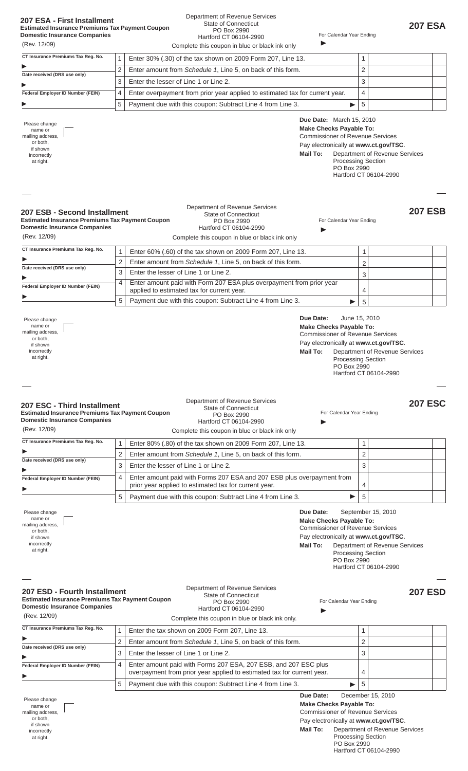# 207 ESA - First Installment

**Estimated Insurance Premiums Tax Payment Coupon**
**Domestic Insurance Companies**

(Rev. 12/09)

Department of Revenue Services
State of Connecticut
PO Box 2990
Hartford CT 06104-2990

Complete this coupon in blue or black ink only

For Calendar Year Ending ▶

**207 ESA**

CT Insurance Premiums Tax Reg. No. ▶

Date received (DRS use only) ▶

Federal Employer ID Number (FEIN) ▶

| | | | |
|---|---|---|---|
| 1 | Enter 30% (.30) of the tax shown on 2009 Form 207, Line 13. | 1 | |
| 2 | Enter amount from *Schedule 1*, Line 5, on back of this form. | 2 | |
| 3 | Enter the lesser of Line 1 or Line 2. | 3 | |
| 4 | Enter overpayment from prior year applied to estimated tax for current year. | 4 | |
| 5 | Payment due with this coupon: Subtract Line 4 from Line 3. ▶ | 5 | |

Please change name or mailing address, or both, if shown incorrectly at right.

**Due Date:** March 15, 2010
**Make Checks Payable To:** Commissioner of Revenue Services
Pay electronically at **www.ct.gov/TSC**.
**Mail To:** Department of Revenue Services, Processing Section, PO Box 2990, Hartford CT 06104-2990

---

# 207 ESB - Second Installment

**Estimated Insurance Premiums Tax Payment Coupon**
**Domestic Insurance Companies**

(Rev. 12/09)

Department of Revenue Services
State of Connecticut
PO Box 2990
Hartford CT 06104-2990

Complete this coupon in blue or black ink only

For Calendar Year Ending ▶

**207 ESB**

CT Insurance Premiums Tax Reg. No. ▶

Date received (DRS use only) ▶

Federal Employer ID Number (FEIN) ▶

| | | | |
|---|---|---|---|
| 1 | Enter 60% (.60) of the tax shown on 2009 Form 207, Line 13. | 1 | |
| 2 | Enter amount from *Schedule 1*, Line 5, on back of this form. | 2 | |
| 3 | Enter the lesser of Line 1 or Line 2. | 3 | |
| 4 | Enter amount paid with Form 207 ESA plus overpayment from prior year applied to estimated tax for current year. | 4 | |
| 5 | Payment due with this coupon: Subtract Line 4 from Line 3. ▶ | 5 | |

Please change name or mailing address, or both, if shown incorrectly at right.

**Due Date:** June 15, 2010
**Make Checks Payable To:** Commissioner of Revenue Services
Pay electronically at **www.ct.gov/TSC**.
**Mail To:** Department of Revenue Services, Processing Section, PO Box 2990, Hartford CT 06104-2990

---

# 207 ESC - Third Installment

**Estimated Insurance Premiums Tax Payment Coupon**
**Domestic Insurance Companies**

(Rev. 12/09)

Department of Revenue Services
State of Connecticut
PO Box 2990
Hartford CT 06104-2990

Complete this coupon in blue or black ink only

For Calendar Year Ending ▶

**207 ESC**

CT Insurance Premiums Tax Reg. No. ▶

Date received (DRS use only) ▶

Federal Employer ID Number (FEIN) ▶

| | | | |
|---|---|---|---|
| 1 | Enter 80% (.80) of the tax shown on 2009 Form 207, Line 13. | 1 | |
| 2 | Enter amount from *Schedule 1*, Line 5, on back of this form. | 2 | |
| 3 | Enter the lesser of Line 1 or Line 2. | 3 | |
| 4 | Enter amount paid with Form 207 ESA and 207 ESB plus overpayment from prior year applied to estimated tax for current year. | 4 | |
| 5 | Payment due with this coupon: Subtract Line 4 from Line 3. ▶ | 5 | |

Please change name or mailing address, or both, if shown incorrectly at right.

**Due Date:** September 15, 2010
**Make Checks Payable To:** Commissioner of Revenue Services
Pay electronically at **www.ct.gov/TSC**.
**Mail To:** Department of Revenue Services, Processing Section, PO Box 2990, Hartford CT 06104-2990

---

# 207 ESD - Fourth Installment

**Estimated Insurance Premiums Tax Payment Coupon**
**Domestic Insurance Companies**

(Rev. 12/09)

Department of Revenue Services
State of Connecticut
PO Box 2990
Hartford CT 06104-2990

Complete this coupon in blue or black ink only.

For Calendar Year Ending ▶

**207 ESD**

CT Insurance Premiums Tax Reg. No. ▶

Date received (DRS use only) ▶

Federal Employer ID Number (FEIN) ▶

| | | | |
|---|---|---|---|
| 1 | Enter the tax shown on 2009 Form 207, Line 13. | 1 | |
| 2 | Enter amount from *Schedule 1*, Line 5, on back of this form. | 2 | |
| 3 | Enter the lesser of Line 1 or Line 2. | 3 | |
| 4 | Enter amount paid with Forms 207 ESA, 207 ESB, and 207 ESC plus overpayment from prior year applied to estimated tax for current year. | 4 | |
| 5 | Payment due with this coupon: Subtract Line 4 from Line 3. ▶ | 5 | |

Please change name or mailing address, or both, if shown incorrectly at right.

**Due Date:** December 15, 2010
**Make Checks Payable To:** Commissioner of Revenue Services
Pay electronically at **www.ct.gov/TSC**.
**Mail To:** Department of Revenue Services, Processing Section, PO Box 2990, Hartford CT 06104-2990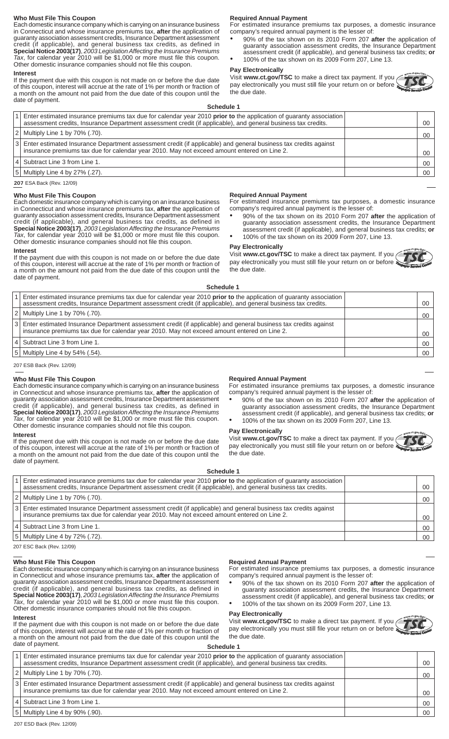## Who Must File This Coupon

Each domestic insurance company which is carrying on an insurance business in Connecticut and whose insurance premiums tax, **after** the application of guaranty association assessment credits, Insurance Department assessment credit (if applicable), and general business tax credits, as defined in **Special Notice 2003(17)**, *2003 Legislation Affecting the Insurance Premiums Tax*, for calendar year 2010 will be $1,000 or more must file this coupon. Other domestic insurance companies should not file this coupon.

## Interest

If the payment due with this coupon is not made on or before the due date of this coupon, interest will accrue at the rate of 1% per month or fraction of a month on the amount not paid from the due date of this coupon until the date of payment.

## Required Annual Payment

For estimated insurance premiums tax purposes, a domestic insurance company's required annual payment is the lesser of:

- 90% of the tax shown on its 2010 Form 207 **after** the application of guaranty association assessment credits, the Insurance Department assessment credit (if applicable), and general business tax credits; **or**
- 100% of the tax shown on its 2009 Form 207, Line 13.

## Pay Electronically

Visit **www.ct.gov/TSC** to make a direct tax payment. If you pay electronically you must still file your return on or before the due date.

### Schedule 1

| | | | |
|---|---|---|---|
| 1 | Enter estimated insurance premiums tax due for calendar year 2010 **prior to** the application of guaranty association assessment credits, Insurance Department assessment credit (if applicable), and general business tax credits. | | 00 |
| 2 | Multiply Line 1 by 70% (.70). | | 00 |
| 3 | Enter estimated Insurance Department assessment credit (if applicable) and general business tax credits against insurance premiums tax due for calendar year 2010. May not exceed amount entered on Line 2. | | 00 |
| 4 | Subtract Line 3 from Line 1. | | 00 |
| 5 | Multiply Line 4 by 27% (.27). | | 00 |

**207** ESA Back (Rev. 12/09)

## Who Must File This Coupon

Each domestic insurance company which is carrying on an insurance business in Connecticut and whose insurance premiums tax, **after** the application of guaranty association assessment credits, Insurance Department assessment credit (if applicable), and general business tax credits, as defined in **Special Notice 2003(17)**, *2003 Legislation Affecting the Insurance Premiums Tax*, for calendar year 2010 will be $1,000 or more must file this coupon. Other domestic insurance companies should not file this coupon.

## Interest

If the payment due with this coupon is not made on or before the due date of this coupon, interest will accrue at the rate of 1% per month or fraction of a month on the amount not paid from the due date of this coupon until the date of payment.

## Required Annual Payment

For estimated insurance premiums tax purposes, a domestic insurance company's required annual payment is the lesser of:

- 90% of the tax shown on its 2010 Form 207 **after** the application of guaranty association assessment credits, the Insurance Department assessment credit (if applicable), and general business tax credits; **or**
- 100% of the tax shown on its 2009 Form 207, Line 13.

## Pay Electronically

Visit **www.ct.gov/TSC** to make a direct tax payment. If you pay electronically you must still file your return on or before the due date.

### Schedule 1

| | | | |
|---|---|---|---|
| 1 | Enter estimated insurance premiums tax due for calendar year 2010 **prior to** the application of guaranty association assessment credits, Insurance Department assessment credit (if applicable), and general business tax credits. | | 00 |
| 2 | Multiply Line 1 by 70% (.70). | | 00 |
| 3 | Enter estimated Insurance Department assessment credit (if applicable) and general business tax credits against insurance premiums tax due for calendar year 2010. May not exceed amount entered on Line 2. | | 00 |
| 4 | Subtract Line 3 from Line 1. | | 00 |
| 5 | Multiply Line 4 by 54% (.54). | | 00 |

207 ESB Back (Rev. 12/09)

## Who Must File This Coupon

Each domestic insurance company which is carrying on an insurance business in Connecticut and whose insurance premiums tax, **after** the application of guaranty association assessment credits, Insurance Department assessment credit (if applicable), and general business tax credits, as defined in **Special Notice 2003(17)**, *2003 Legislation Affecting the Insurance Premiums Tax*, for calendar year 2010 will be $1,000 or more must file this coupon. Other domestic insurance companies should not file this coupon.

## Interest

If the payment due with this coupon is not made on or before the due date of this coupon, interest will accrue at the rate of 1% per month or fraction of a month on the amount not paid from the due date of this coupon until the date of payment.

## Required Annual Payment

For estimated insurance premiums tax purposes, a domestic insurance company's required annual payment is the lesser of:

- 90% of the tax shown on its 2010 Form 207 **after** the application of guaranty association assessment credits, the Insurance Department assessment credit (if applicable), and general business tax credits; **or**
- 100% of the tax shown on its 2009 Form 207, Line 13.

## Pay Electronically

Visit **www.ct.gov/TSC** to make a direct tax payment. If you pay electronically you must still file your return on or before the due date.

### Schedule 1

| | | | |
|---|---|---|---|
| 1 | Enter estimated insurance premiums tax due for calendar year 2010 **prior to** the application of guaranty association assessment credits, Insurance Department assessment credit (if applicable), and general business tax credits. | | 00 |
| 2 | Multiply Line 1 by 70% (.70). | | 00 |
| 3 | Enter estimated Insurance Department assessment credit (if applicable) and general business tax credits against insurance premiums tax due for calendar year 2010. May not exceed amount entered on Line 2. | | 00 |
| 4 | Subtract Line 3 from Line 1. | | 00 |
| 5 | Multiply Line 4 by 72% (.72). | | 00 |

207 ESC Back (Rev. 12/09)

## Who Must File This Coupon

Each domestic insurance company which is carrying on an insurance business in Connecticut and whose insurance premiums tax, **after** the application of guaranty association assessment credits, Insurance Department assessment credit (if applicable), and general business tax credits, as defined in **Special Notice 2003(17)**, *2003 Legislation Affecting the Insurance Premiums Tax*, for calendar year 2010 will be $1,000 or more must file this coupon. Other domestic insurance companies should not file this coupon.

## Interest

If the payment due with this coupon is not made on or before the due date of this coupon, interest will accrue at the rate of 1% per month or fraction of a month on the amount not paid from the due date of this coupon until the date of payment.

## Required Annual Payment

For estimated insurance premiums tax purposes, a domestic insurance company's required annual payment is the lesser of:

- 90% of the tax shown on its 2010 Form 207 **after** the application of guaranty association assessment credits, the Insurance Department assessment credit (if applicable), and general business tax credits; **or**
- 100% of the tax shown on its 2009 Form 207, Line 13.

## Pay Electronically

Visit **www.ct.gov/TSC** to make a direct tax payment. If you pay electronically you must still file your return on or before the due date.

### Schedule 1

| | | | |
|---|---|---|---|
| 1 | Enter estimated insurance premiums tax due for calendar year 2010 **prior to** the application of guaranty association assessment credits, Insurance Department assessment credit (if applicable), and general business tax credits. | | 00 |
| 2 | Multiply Line 1 by 70% (.70). | | 00 |
| 3 | Enter estimated Insurance Department assessment credit (if applicable) and general business tax credits against insurance premiums tax due for calendar year 2010. May not exceed amount entered on Line 2. | | 00 |
| 4 | Subtract Line 3 from Line 1. | | 00 |
| 5 | Multiply Line 4 by 90% (.90). | | 00 |

207 ESD Back (Rev. 12/09)